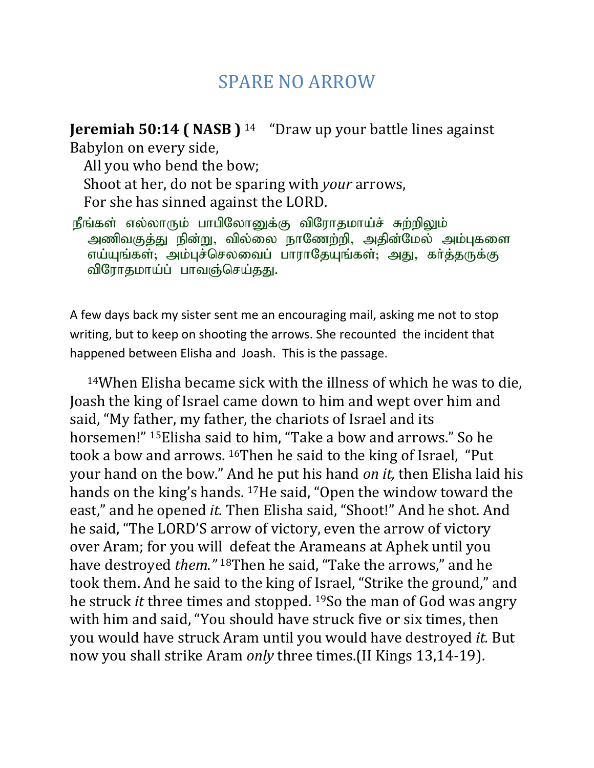# SPARE NO ARROW

**Jeremiah 50:14 ( NASB )** 14 "Draw up your battle lines against Babylon on every side,
All you who bend the bow;
Shoot at her, do not be sparing with *your* arrows,
For she has sinned against the LORD.

நீங்கள் எல்லாரும் பாபிலோனுக்கு விரோதமாய்ச் சுற்றிலும் அணிவகுத்து நின்று, வில்லை நாணேற்றி, அதின்மேல் அம்புகளை எய்யுங்கள்; அம்புச்செலவைப் பாராதேயுங்கள்; அது, கர்த்தருக்கு விரோதமாய்ப் பாவஞ்செய்தது.

A few days back my sister sent me an encouraging mail, asking me not to stop writing, but to keep on shooting the arrows. She recounted the incident that happened between Elisha and Joash. This is the passage.

14When Elisha became sick with the illness of which he was to die, Joash the king of Israel came down to him and wept over him and said, "My father, my father, the chariots of Israel and its horsemen!" 15Elisha said to him, "Take a bow and arrows." So he took a bow and arrows. 16Then he said to the king of Israel, "Put your hand on the bow." And he put his hand *on it,* then Elisha laid his hands on the king's hands. 17He said, "Open the window toward the east," and he opened *it.* Then Elisha said, "Shoot!" And he shot. And he said, "The LORD'S arrow of victory, even the arrow of victory over Aram; for you will defeat the Arameans at Aphek until you have destroyed *them."* 18Then he said, "Take the arrows," and he took them. And he said to the king of Israel, "Strike the ground," and he struck *it* three times and stopped. 19So the man of God was angry with him and said, "You should have struck five or six times, then you would have struck Aram until you would have destroyed *it.* But now you shall strike Aram *only* three times.(II Kings 13,14-19).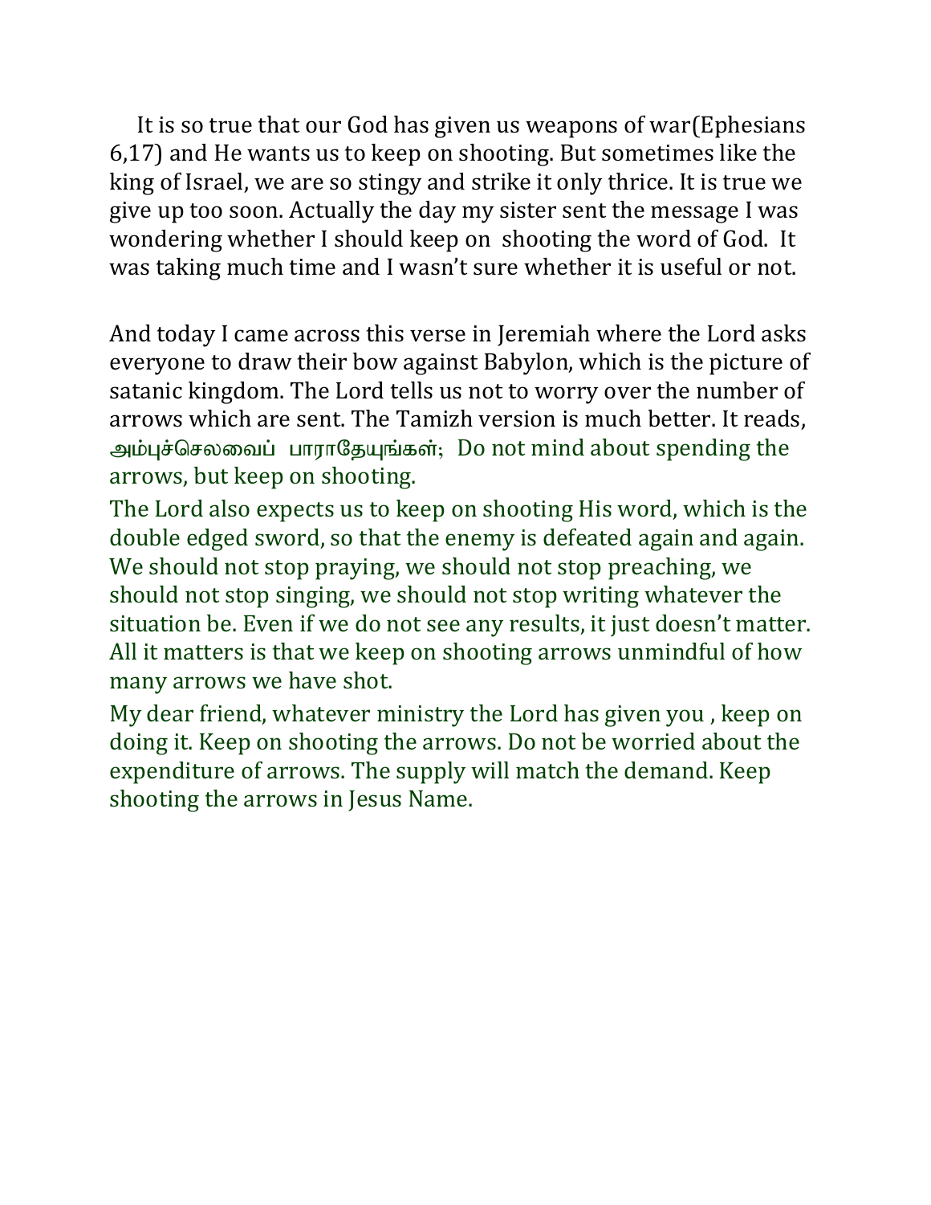It is so true that our God has given us weapons of war(Ephesians 6,17) and He wants us to keep on shooting. But sometimes like the king of Israel, we are so stingy and strike it only thrice. It is true we give up too soon. Actually the day my sister sent the message I was wondering whether I should keep on shooting the word of God. It was taking much time and I wasn't sure whether it is useful or not.

And today I came across this verse in Jeremiah where the Lord asks everyone to draw their bow against Babylon, which is the picture of satanic kingdom. The Lord tells us not to worry over the number of arrows which are sent. The Tamizh version is much better. It reads, அம்புச்செலவைப் பாராதேயுங்கள்; Do not mind about spending the arrows, but keep on shooting.

The Lord also expects us to keep on shooting His word, which is the double edged sword, so that the enemy is defeated again and again. We should not stop praying, we should not stop preaching, we should not stop singing, we should not stop writing whatever the situation be. Even if we do not see any results, it just doesn't matter. All it matters is that we keep on shooting arrows unmindful of how many arrows we have shot.

My dear friend, whatever ministry the Lord has given you , keep on doing it. Keep on shooting the arrows. Do not be worried about the expenditure of arrows. The supply will match the demand. Keep shooting the arrows in Jesus Name.